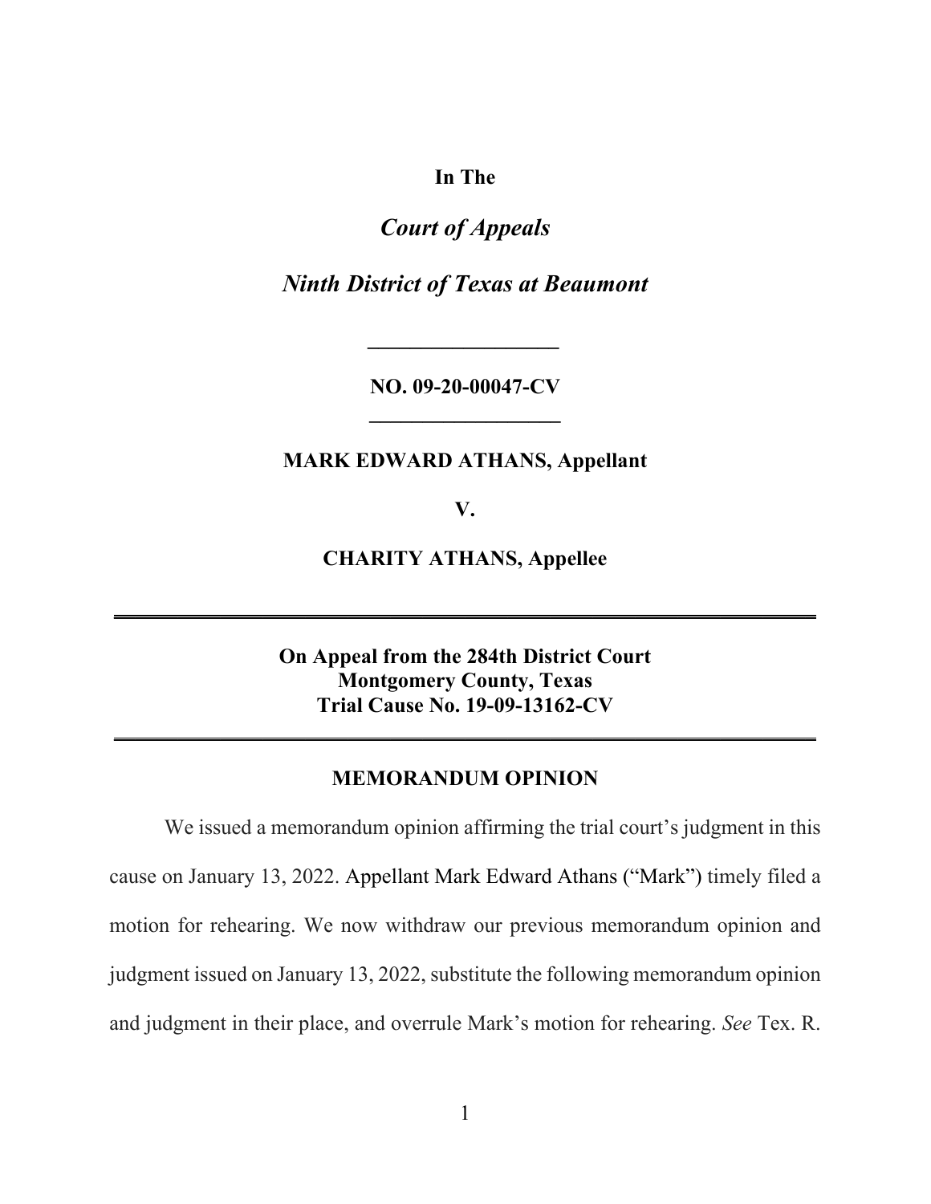**In The**

***Court of Appeals***

***Ninth District of Texas at Beaumont***

\_\_\_\_\_\_\_\_\_\_\_\_\_\_\_\_\_\_

**NO. 09-20-00047-CV**

\_\_\_\_\_\_\_\_\_\_\_\_\_\_\_\_\_\_

**MARK EDWARD ATHANS, Appellant**

**V.**

**CHARITY ATHANS, Appellee**

---

**On Appeal from the 284th District Court**
**Montgomery County, Texas**
**Trial Cause No. 19-09-13162-CV**

---

**MEMORANDUM OPINION**

We issued a memorandum opinion affirming the trial court's judgment in this cause on January 13, 2022. Appellant Mark Edward Athans ("Mark") timely filed a motion for rehearing. We now withdraw our previous memorandum opinion and judgment issued on January 13, 2022, substitute the following memorandum opinion and judgment in their place, and overrule Mark's motion for rehearing. *See* Tex. R.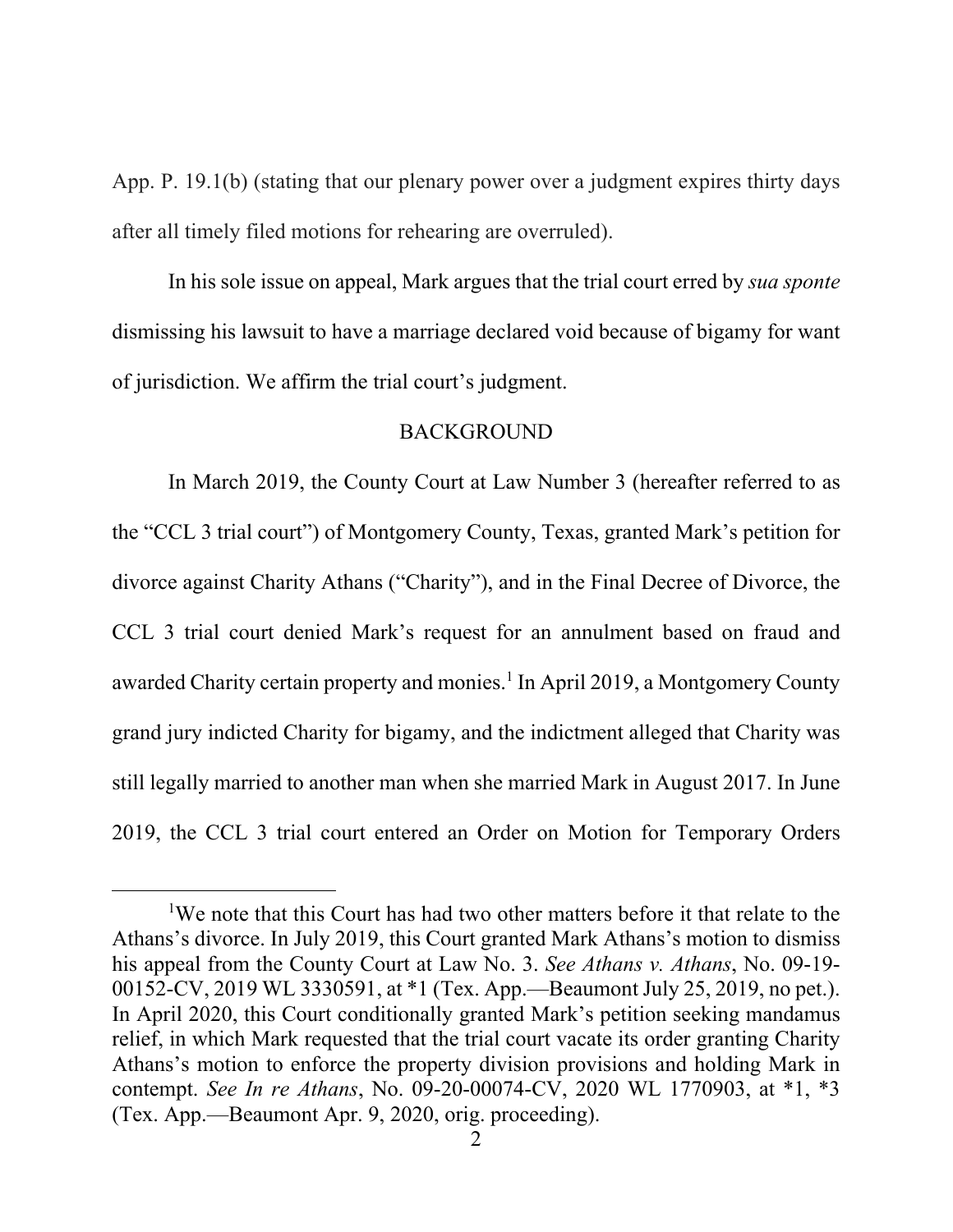App. P. 19.1(b) (stating that our plenary power over a judgment expires thirty days after all timely filed motions for rehearing are overruled).

In his sole issue on appeal, Mark argues that the trial court erred by *sua sponte* dismissing his lawsuit to have a marriage declared void because of bigamy for want of jurisdiction. We affirm the trial court's judgment.

BACKGROUND

In March 2019, the County Court at Law Number 3 (hereafter referred to as the "CCL 3 trial court") of Montgomery County, Texas, granted Mark's petition for divorce against Charity Athans ("Charity"), and in the Final Decree of Divorce, the CCL 3 trial court denied Mark's request for an annulment based on fraud and awarded Charity certain property and monies.[1] In April 2019, a Montgomery County grand jury indicted Charity for bigamy, and the indictment alleged that Charity was still legally married to another man when she married Mark in August 2017. In June 2019, the CCL 3 trial court entered an Order on Motion for Temporary Orders

---

[1]We note that this Court has had two other matters before it that relate to the Athans's divorce. In July 2019, this Court granted Mark Athans's motion to dismiss his appeal from the County Court at Law No. 3. *See Athans v. Athans*, No. 09-19-00152-CV, 2019 WL 3330591, at *1 (Tex. App.—Beaumont July 25, 2019, no pet.). In April 2020, this Court conditionally granted Mark's petition seeking mandamus relief, in which Mark requested that the trial court vacate its order granting Charity Athans's motion to enforce the property division provisions and holding Mark in contempt. *See In re Athans*, No. 09-20-00074-CV, 2020 WL 1770903, at *1, *3 (Tex. App.—Beaumont Apr. 9, 2020, orig. proceeding).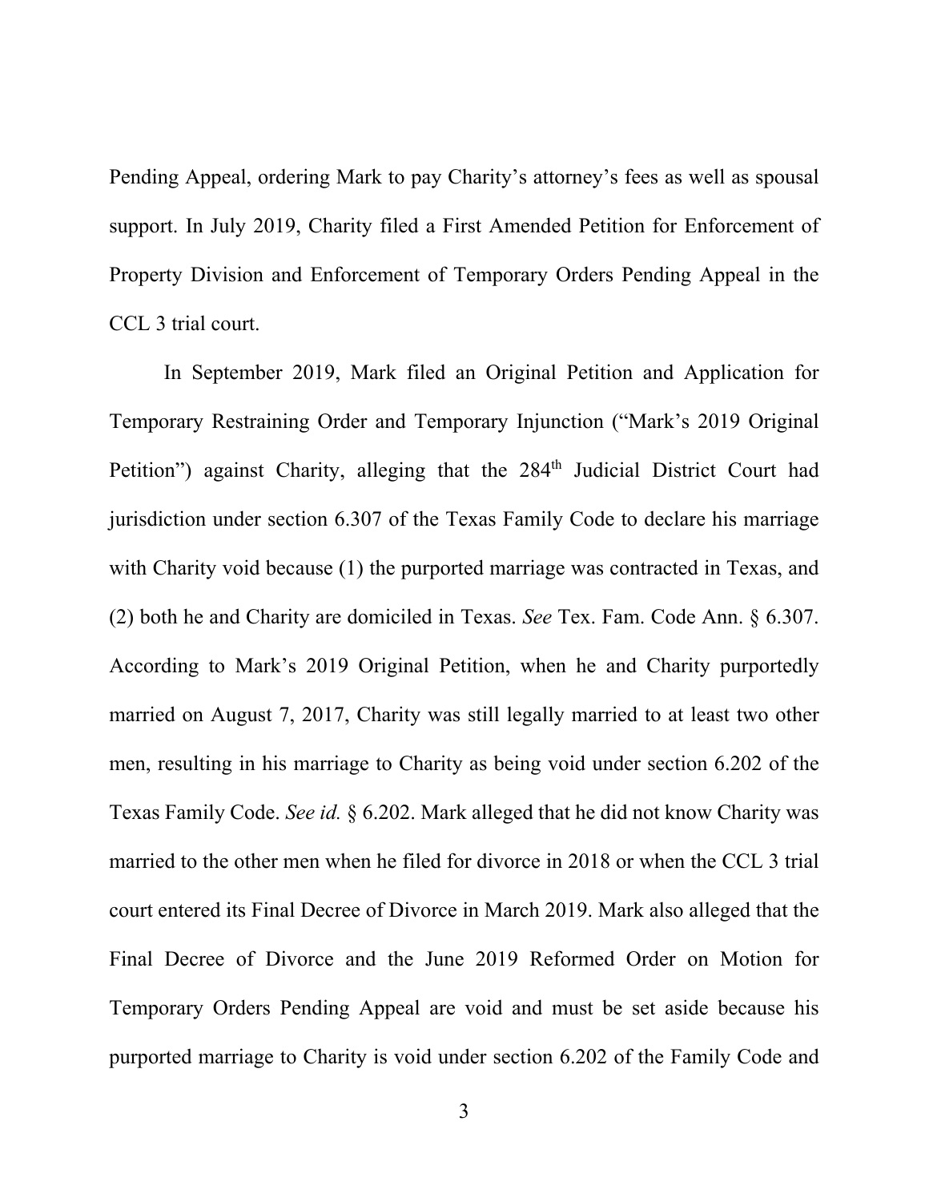Pending Appeal, ordering Mark to pay Charity's attorney's fees as well as spousal support. In July 2019, Charity filed a First Amended Petition for Enforcement of Property Division and Enforcement of Temporary Orders Pending Appeal in the CCL 3 trial court.

In September 2019, Mark filed an Original Petition and Application for Temporary Restraining Order and Temporary Injunction ("Mark's 2019 Original Petition") against Charity, alleging that the 284th Judicial District Court had jurisdiction under section 6.307 of the Texas Family Code to declare his marriage with Charity void because (1) the purported marriage was contracted in Texas, and (2) both he and Charity are domiciled in Texas. *See* Tex. Fam. Code Ann. § 6.307. According to Mark's 2019 Original Petition, when he and Charity purportedly married on August 7, 2017, Charity was still legally married to at least two other men, resulting in his marriage to Charity as being void under section 6.202 of the Texas Family Code. *See id.* § 6.202. Mark alleged that he did not know Charity was married to the other men when he filed for divorce in 2018 or when the CCL 3 trial court entered its Final Decree of Divorce in March 2019. Mark also alleged that the Final Decree of Divorce and the June 2019 Reformed Order on Motion for Temporary Orders Pending Appeal are void and must be set aside because his purported marriage to Charity is void under section 6.202 of the Family Code and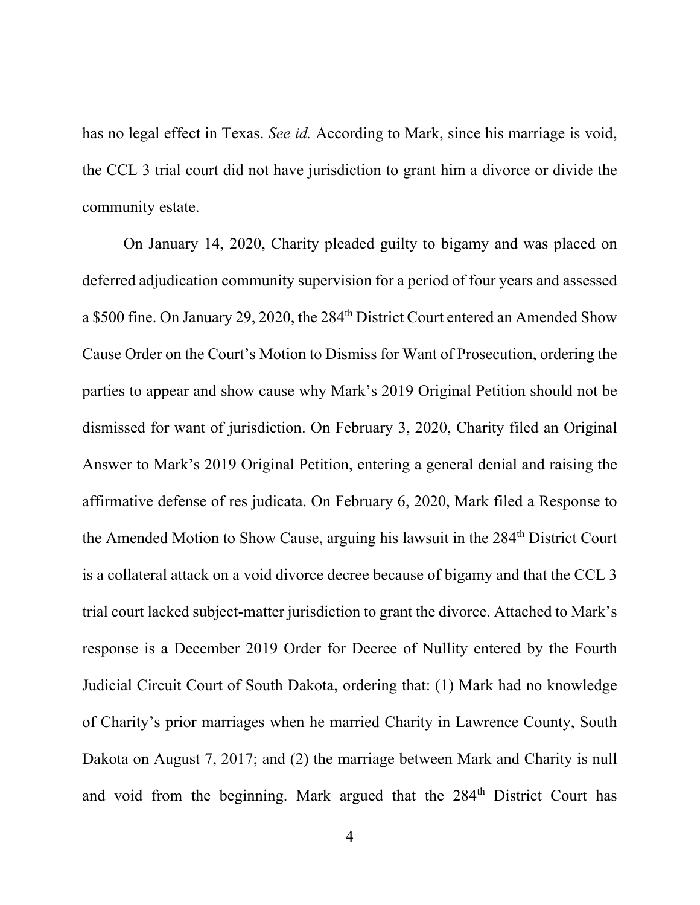has no legal effect in Texas. *See id.* According to Mark, since his marriage is void, the CCL 3 trial court did not have jurisdiction to grant him a divorce or divide the community estate.

On January 14, 2020, Charity pleaded guilty to bigamy and was placed on deferred adjudication community supervision for a period of four years and assessed a $500 fine. On January 29, 2020, the 284th District Court entered an Amended Show Cause Order on the Court's Motion to Dismiss for Want of Prosecution, ordering the parties to appear and show cause why Mark's 2019 Original Petition should not be dismissed for want of jurisdiction. On February 3, 2020, Charity filed an Original Answer to Mark's 2019 Original Petition, entering a general denial and raising the affirmative defense of res judicata. On February 6, 2020, Mark filed a Response to the Amended Motion to Show Cause, arguing his lawsuit in the 284th District Court is a collateral attack on a void divorce decree because of bigamy and that the CCL 3 trial court lacked subject-matter jurisdiction to grant the divorce. Attached to Mark's response is a December 2019 Order for Decree of Nullity entered by the Fourth Judicial Circuit Court of South Dakota, ordering that: (1) Mark had no knowledge of Charity's prior marriages when he married Charity in Lawrence County, South Dakota on August 7, 2017; and (2) the marriage between Mark and Charity is null and void from the beginning. Mark argued that the 284th District Court has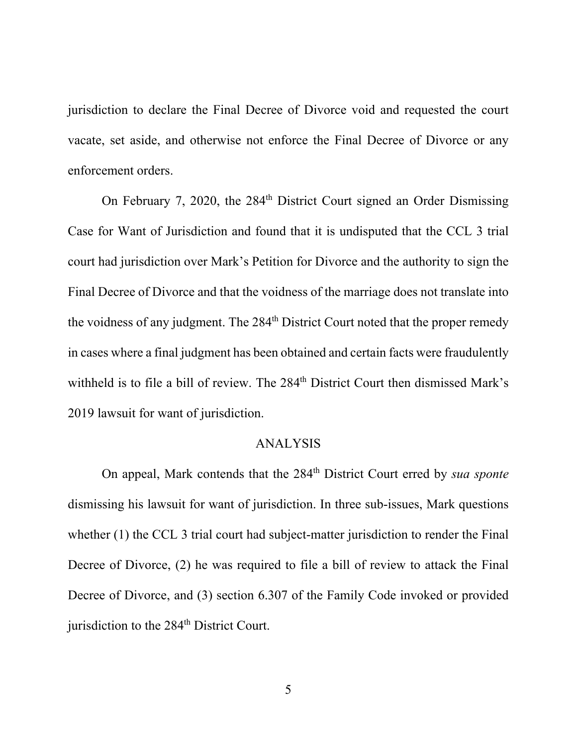jurisdiction to declare the Final Decree of Divorce void and requested the court vacate, set aside, and otherwise not enforce the Final Decree of Divorce or any enforcement orders.

On February 7, 2020, the 284th District Court signed an Order Dismissing Case for Want of Jurisdiction and found that it is undisputed that the CCL 3 trial court had jurisdiction over Mark's Petition for Divorce and the authority to sign the Final Decree of Divorce and that the voidness of the marriage does not translate into the voidness of any judgment. The 284th District Court noted that the proper remedy in cases where a final judgment has been obtained and certain facts were fraudulently withheld is to file a bill of review. The 284th District Court then dismissed Mark's 2019 lawsuit for want of jurisdiction.

## ANALYSIS

On appeal, Mark contends that the 284th District Court erred by *sua sponte* dismissing his lawsuit for want of jurisdiction. In three sub-issues, Mark questions whether (1) the CCL 3 trial court had subject-matter jurisdiction to render the Final Decree of Divorce, (2) he was required to file a bill of review to attack the Final Decree of Divorce, and (3) section 6.307 of the Family Code invoked or provided jurisdiction to the 284th District Court.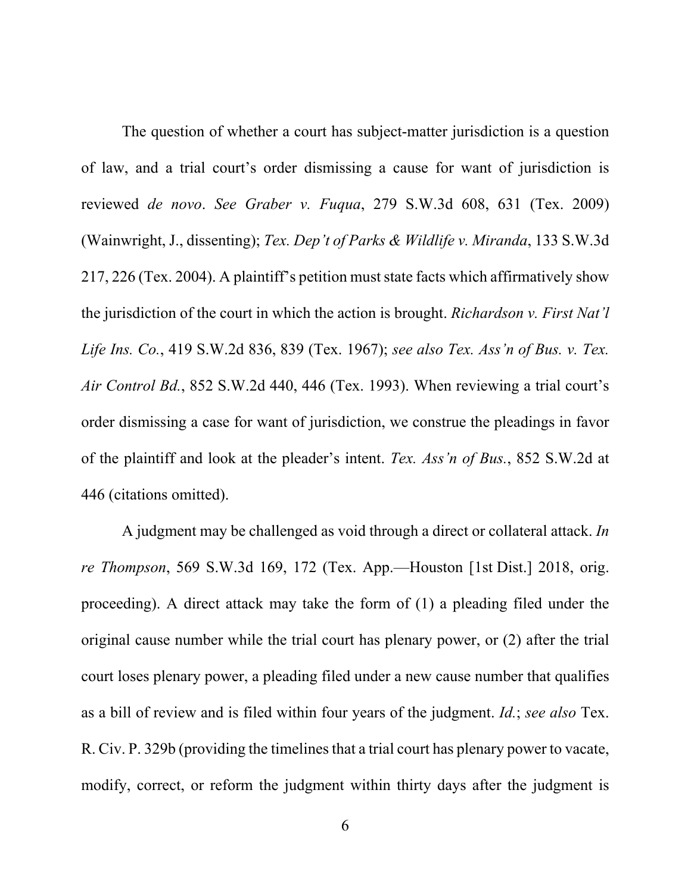The question of whether a court has subject-matter jurisdiction is a question of law, and a trial court's order dismissing a cause for want of jurisdiction is reviewed *de novo*. *See Graber v. Fuqua*, 279 S.W.3d 608, 631 (Tex. 2009) (Wainwright, J., dissenting); *Tex. Dep't of Parks & Wildlife v. Miranda*, 133 S.W.3d 217, 226 (Tex. 2004). A plaintiff's petition must state facts which affirmatively show the jurisdiction of the court in which the action is brought. *Richardson v. First Nat'l Life Ins. Co.*, 419 S.W.2d 836, 839 (Tex. 1967); *see also Tex. Ass'n of Bus. v. Tex. Air Control Bd.*, 852 S.W.2d 440, 446 (Tex. 1993). When reviewing a trial court's order dismissing a case for want of jurisdiction, we construe the pleadings in favor of the plaintiff and look at the pleader's intent. *Tex. Ass'n of Bus.*, 852 S.W.2d at 446 (citations omitted).

A judgment may be challenged as void through a direct or collateral attack. *In re Thompson*, 569 S.W.3d 169, 172 (Tex. App.—Houston [1st Dist.] 2018, orig. proceeding). A direct attack may take the form of (1) a pleading filed under the original cause number while the trial court has plenary power, or (2) after the trial court loses plenary power, a pleading filed under a new cause number that qualifies as a bill of review and is filed within four years of the judgment. *Id.*; *see also* Tex. R. Civ. P. 329b (providing the timelines that a trial court has plenary power to vacate, modify, correct, or reform the judgment within thirty days after the judgment is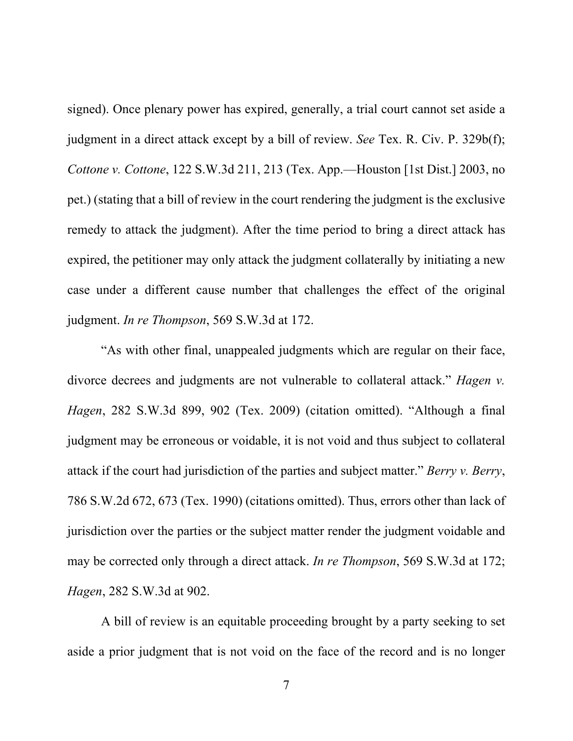signed). Once plenary power has expired, generally, a trial court cannot set aside a judgment in a direct attack except by a bill of review. *See* Tex. R. Civ. P. 329b(f); *Cottone v. Cottone*, 122 S.W.3d 211, 213 (Tex. App.—Houston [1st Dist.] 2003, no pet.) (stating that a bill of review in the court rendering the judgment is the exclusive remedy to attack the judgment). After the time period to bring a direct attack has expired, the petitioner may only attack the judgment collaterally by initiating a new case under a different cause number that challenges the effect of the original judgment. *In re Thompson*, 569 S.W.3d at 172.

"As with other final, unappealed judgments which are regular on their face, divorce decrees and judgments are not vulnerable to collateral attack." *Hagen v. Hagen*, 282 S.W.3d 899, 902 (Tex. 2009) (citation omitted). "Although a final judgment may be erroneous or voidable, it is not void and thus subject to collateral attack if the court had jurisdiction of the parties and subject matter." *Berry v. Berry*, 786 S.W.2d 672, 673 (Tex. 1990) (citations omitted). Thus, errors other than lack of jurisdiction over the parties or the subject matter render the judgment voidable and may be corrected only through a direct attack. *In re Thompson*, 569 S.W.3d at 172; *Hagen*, 282 S.W.3d at 902.

A bill of review is an equitable proceeding brought by a party seeking to set aside a prior judgment that is not void on the face of the record and is no longer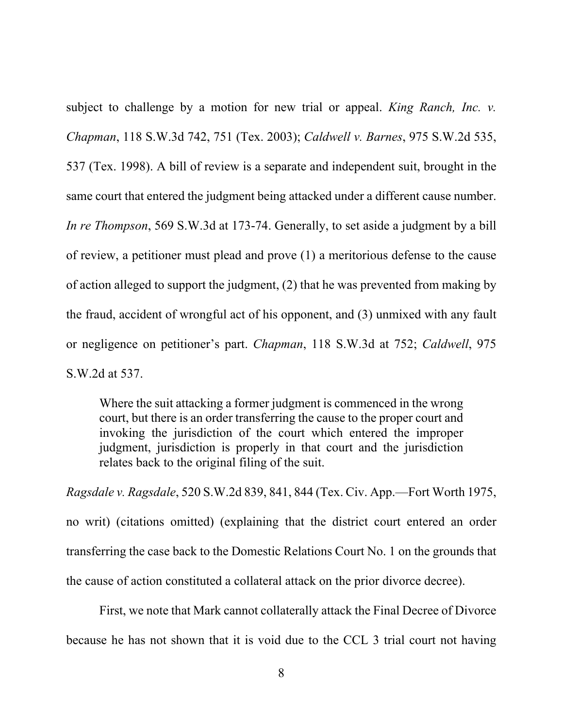subject to challenge by a motion for new trial or appeal. *King Ranch, Inc. v. Chapman*, 118 S.W.3d 742, 751 (Tex. 2003); *Caldwell v. Barnes*, 975 S.W.2d 535, 537 (Tex. 1998). A bill of review is a separate and independent suit, brought in the same court that entered the judgment being attacked under a different cause number. *In re Thompson*, 569 S.W.3d at 173-74. Generally, to set aside a judgment by a bill of review, a petitioner must plead and prove (1) a meritorious defense to the cause of action alleged to support the judgment, (2) that he was prevented from making by the fraud, accident of wrongful act of his opponent, and (3) unmixed with any fault or negligence on petitioner's part. *Chapman*, 118 S.W.3d at 752; *Caldwell*, 975 S.W.2d at 537.

> Where the suit attacking a former judgment is commenced in the wrong court, but there is an order transferring the cause to the proper court and invoking the jurisdiction of the court which entered the improper judgment, jurisdiction is properly in that court and the jurisdiction relates back to the original filing of the suit.

*Ragsdale v. Ragsdale*, 520 S.W.2d 839, 841, 844 (Tex. Civ. App.—Fort Worth 1975, no writ) (citations omitted) (explaining that the district court entered an order transferring the case back to the Domestic Relations Court No. 1 on the grounds that the cause of action constituted a collateral attack on the prior divorce decree).

First, we note that Mark cannot collaterally attack the Final Decree of Divorce because he has not shown that it is void due to the CCL 3 trial court not having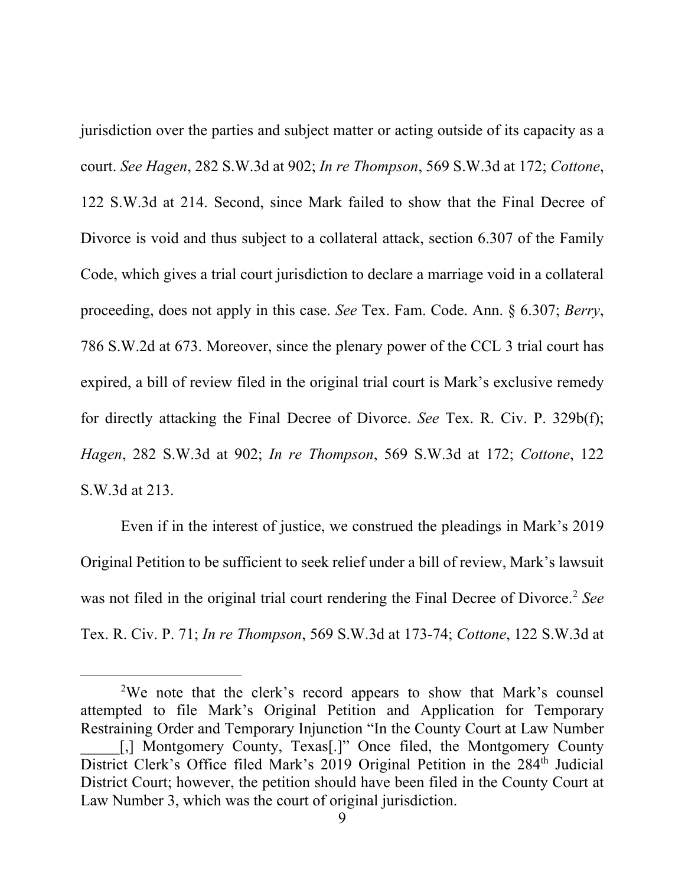jurisdiction over the parties and subject matter or acting outside of its capacity as a court. *See Hagen*, 282 S.W.3d at 902; *In re Thompson*, 569 S.W.3d at 172; *Cottone*, 122 S.W.3d at 214. Second, since Mark failed to show that the Final Decree of Divorce is void and thus subject to a collateral attack, section 6.307 of the Family Code, which gives a trial court jurisdiction to declare a marriage void in a collateral proceeding, does not apply in this case. *See* Tex. Fam. Code. Ann. § 6.307; *Berry*, 786 S.W.2d at 673. Moreover, since the plenary power of the CCL 3 trial court has expired, a bill of review filed in the original trial court is Mark's exclusive remedy for directly attacking the Final Decree of Divorce. *See* Tex. R. Civ. P. 329b(f); *Hagen*, 282 S.W.3d at 902; *In re Thompson*, 569 S.W.3d at 172; *Cottone*, 122 S.W.3d at 213.

Even if in the interest of justice, we construed the pleadings in Mark's 2019 Original Petition to be sufficient to seek relief under a bill of review, Mark's lawsuit was not filed in the original trial court rendering the Final Decree of Divorce.[2] *See* Tex. R. Civ. P. 71; *In re Thompson*, 569 S.W.3d at 173-74; *Cottone*, 122 S.W.3d at

---

[2]We note that the clerk's record appears to show that Mark's counsel attempted to file Mark's Original Petition and Application for Temporary Restraining Order and Temporary Injunction "In the County Court at Law Number _____[,] Montgomery County, Texas[.]" Once filed, the Montgomery County District Clerk's Office filed Mark's 2019 Original Petition in the 284th Judicial District Court; however, the petition should have been filed in the County Court at Law Number 3, which was the court of original jurisdiction.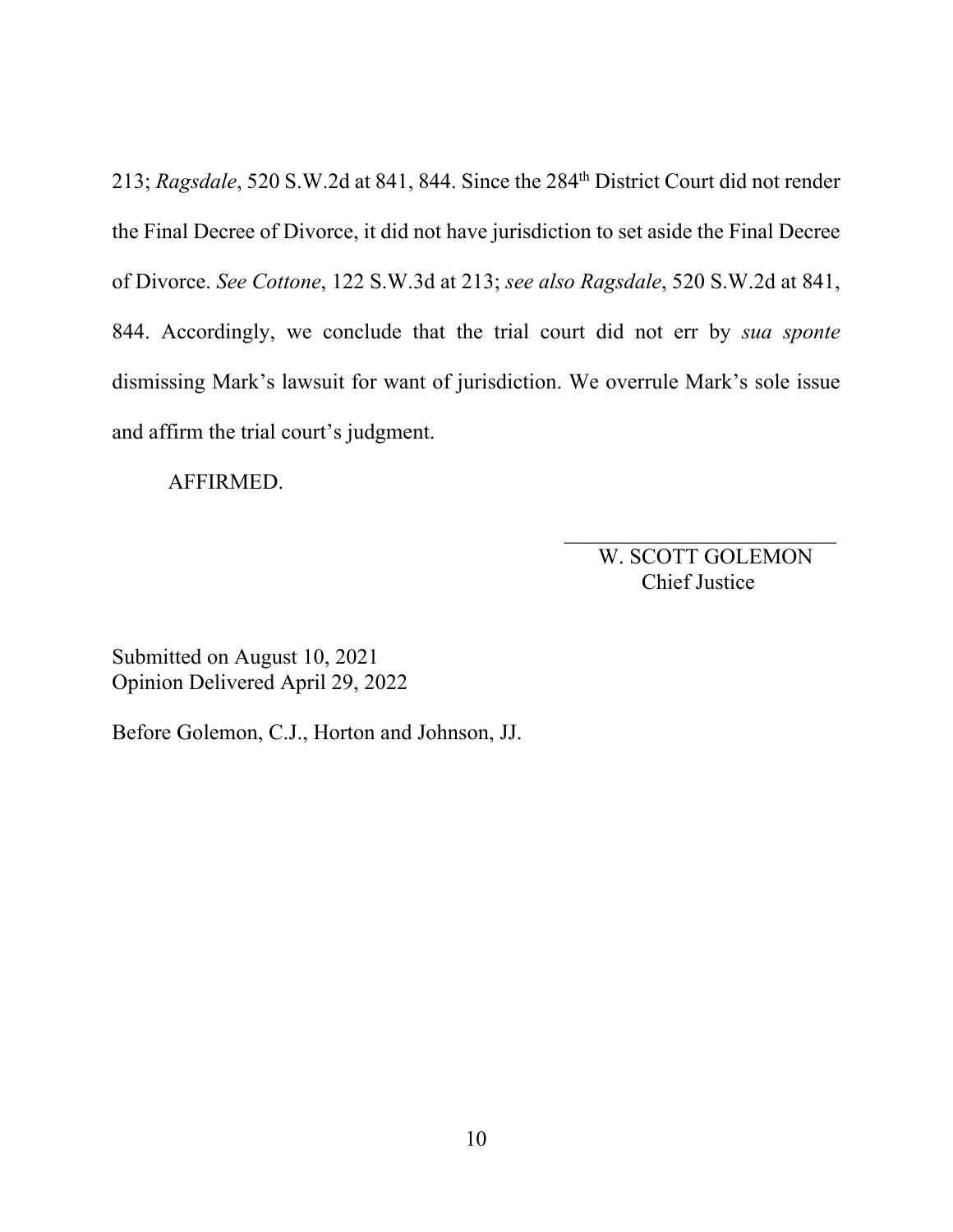213; *Ragsdale*, 520 S.W.2d at 841, 844. Since the 284th District Court did not render the Final Decree of Divorce, it did not have jurisdiction to set aside the Final Decree of Divorce. *See Cottone*, 122 S.W.3d at 213; *see also Ragsdale*, 520 S.W.2d at 841, 844. Accordingly, we conclude that the trial court did not err by *sua sponte* dismissing Mark's lawsuit for want of jurisdiction. We overrule Mark's sole issue and affirm the trial court's judgment.

AFFIRMED.

\_\_\_\_\_\_\_\_\_\_\_\_\_\_\_\_\_\_\_\_\_\_\_\_\_\_

W. SCOTT GOLEMON
Chief Justice

Submitted on August 10, 2021
Opinion Delivered April 29, 2022

Before Golemon, C.J., Horton and Johnson, JJ.